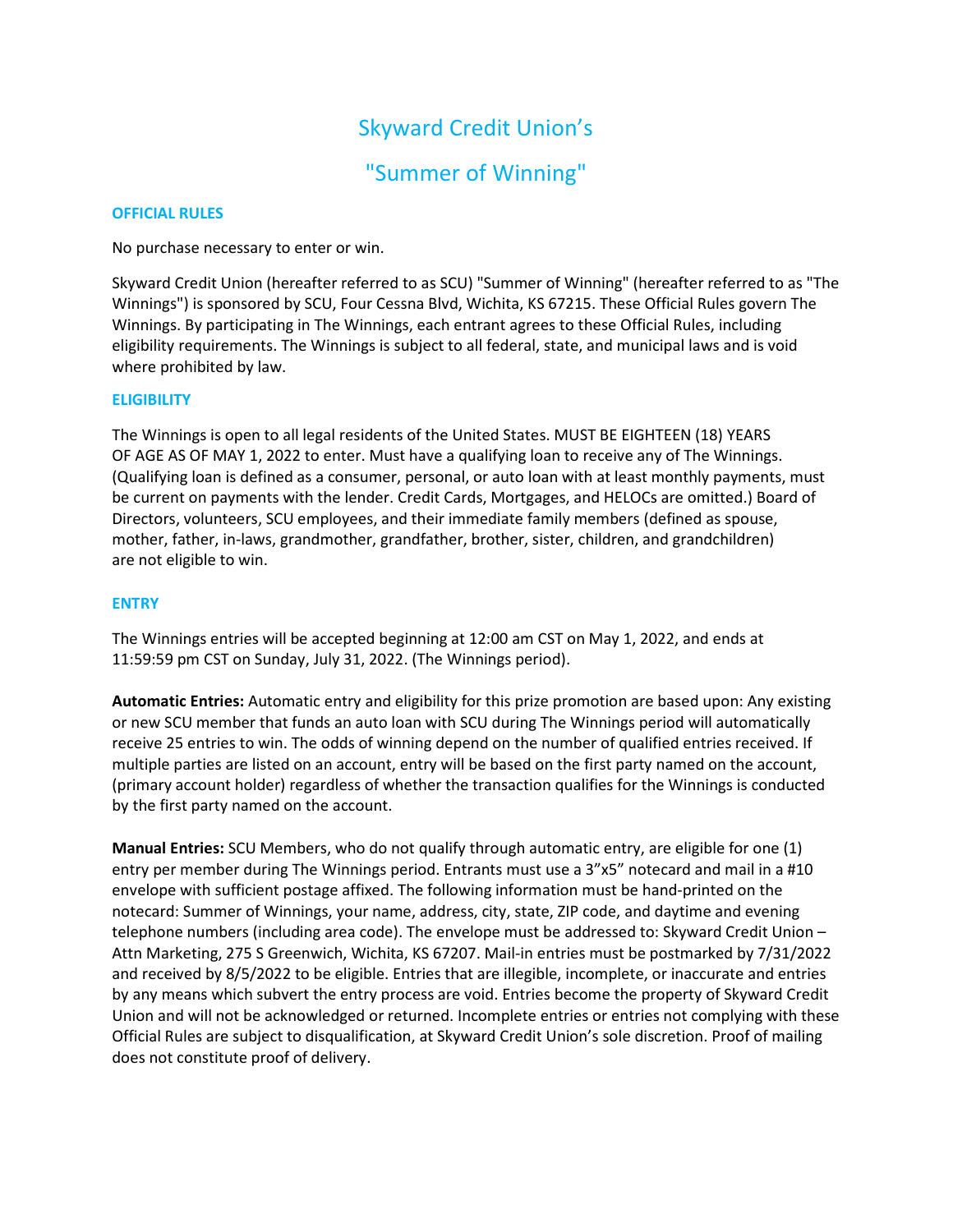# Skyward Credit Union's

# "Summer of Winning"

### OFFICIAL RULES

No purchase necessary to enter or win.

Skyward Credit Union (hereafter referred to as SCU) "Summer of Winning" (hereafter referred to as "The Winnings") is sponsored by SCU, Four Cessna Blvd, Wichita, KS 67215. These Official Rules govern The Winnings. By participating in The Winnings, each entrant agrees to these Official Rules, including eligibility requirements. The Winnings is subject to all federal, state, and municipal laws and is void where prohibited by law.

### ELIGIBILITY

The Winnings is open to all legal residents of the United States. MUST BE EIGHTEEN (18) YEARS OF AGE AS OF MAY 1, 2022 to enter. Must have a qualifying loan to receive any of The Winnings. (Qualifying loan is defined as a consumer, personal, or auto loan with at least monthly payments, must be current on payments with the lender. Credit Cards, Mortgages, and HELOCs are omitted.) Board of Directors, volunteers, SCU employees, and their immediate family members (defined as spouse, mother, father, in-laws, grandmother, grandfather, brother, sister, children, and grandchildren) are not eligible to win.

### ENTRY

The Winnings entries will be accepted beginning at 12:00 am CST on May 1, 2022, and ends at 11:59:59 pm CST on Sunday, July 31, 2022. (The Winnings period).

**Automatic Entries:** Automatic entry and eligibility for this prize promotion are based upon: Any existing or new SCU member that funds an auto loan with SCU during The Winnings period will automatically receive 25 entries to win. The odds of winning depend on the number of qualified entries received. If multiple parties are listed on an account, entry will be based on the first party named on the account, (primary account holder) regardless of whether the transaction qualifies for the Winnings is conducted by the first party named on the account.

**Manual Entries:** SCU Members, who do not qualify through automatic entry, are eligible for one (1) entry per member during The Winnings period. Entrants must use a 3"x5" notecard and mail in a #10 envelope with sufficient postage affixed. The following information must be hand-printed on the notecard: Summer of Winnings, your name, address, city, state, ZIP code, and daytime and evening telephone numbers (including area code). The envelope must be addressed to: Skyward Credit Union – Attn Marketing, 275 S Greenwich, Wichita, KS 67207. Mail-in entries must be postmarked by 7/31/2022 and received by 8/5/2022 to be eligible. Entries that are illegible, incomplete, or inaccurate and entries by any means which subvert the entry process are void. Entries become the property of Skyward Credit Union and will not be acknowledged or returned. Incomplete entries or entries not complying with these Official Rules are subject to disqualification, at Skyward Credit Union's sole discretion. Proof of mailing does not constitute proof of delivery.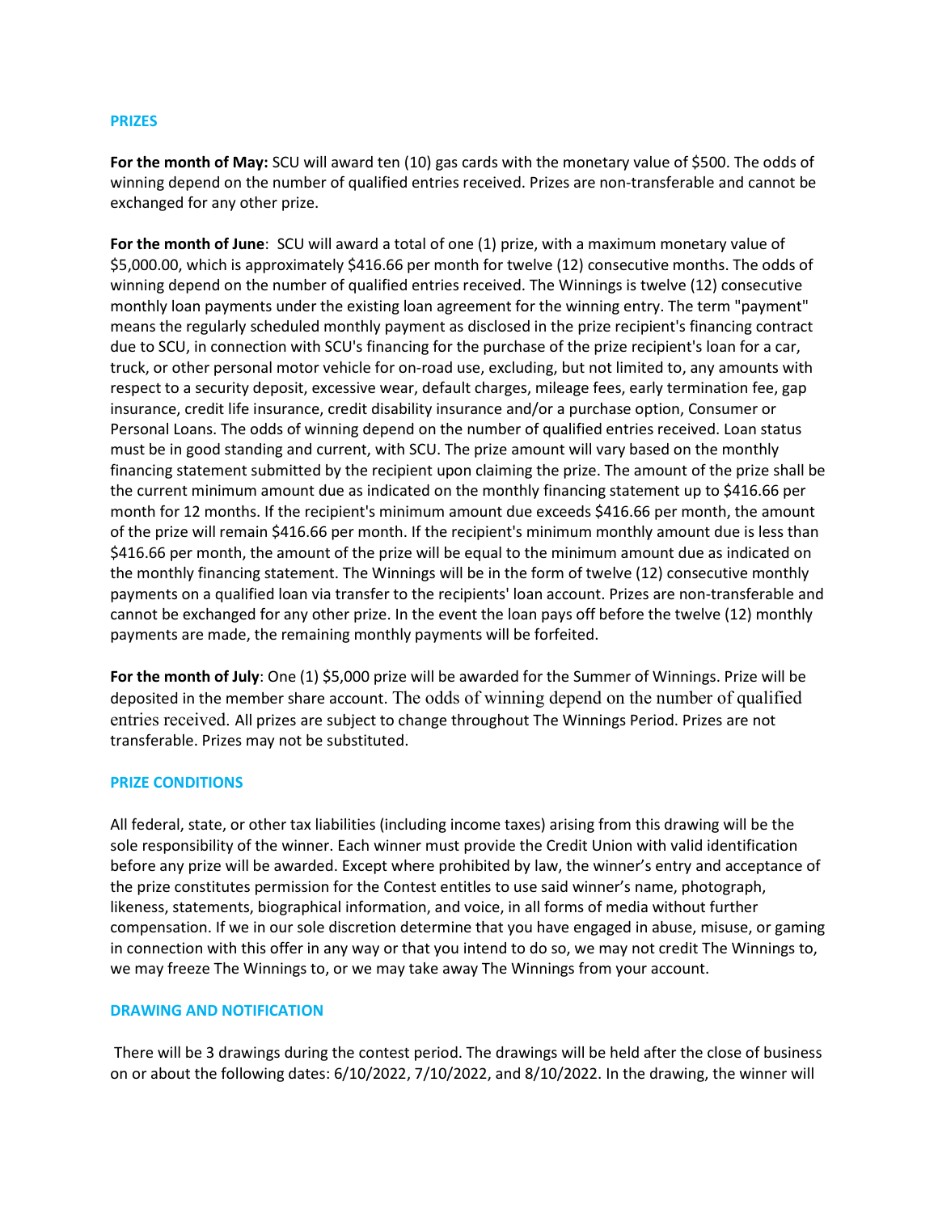## PRIZES

**For the month of May:** SCU will award ten (10) gas cards with the monetary value of $500. The odds of winning depend on the number of qualified entries received. Prizes are non-transferable and cannot be exchanged for any other prize.

**For the month of June**: SCU will award a total of one (1) prize, with a maximum monetary value of $5,000.00, which is approximately $416.66 per month for twelve (12) consecutive months. The odds of winning depend on the number of qualified entries received. The Winnings is twelve (12) consecutive monthly loan payments under the existing loan agreement for the winning entry. The term "payment" means the regularly scheduled monthly payment as disclosed in the prize recipient's financing contract due to SCU, in connection with SCU's financing for the purchase of the prize recipient's loan for a car, truck, or other personal motor vehicle for on-road use, excluding, but not limited to, any amounts with respect to a security deposit, excessive wear, default charges, mileage fees, early termination fee, gap insurance, credit life insurance, credit disability insurance and/or a purchase option, Consumer or Personal Loans. The odds of winning depend on the number of qualified entries received. Loan status must be in good standing and current, with SCU. The prize amount will vary based on the monthly financing statement submitted by the recipient upon claiming the prize. The amount of the prize shall be the current minimum amount due as indicated on the monthly financing statement up to $416.66 per month for 12 months. If the recipient's minimum amount due exceeds $416.66 per month, the amount of the prize will remain $416.66 per month. If the recipient's minimum monthly amount due is less than $416.66 per month, the amount of the prize will be equal to the minimum amount due as indicated on the monthly financing statement. The Winnings will be in the form of twelve (12) consecutive monthly payments on a qualified loan via transfer to the recipients' loan account. Prizes are non-transferable and cannot be exchanged for any other prize. In the event the loan pays off before the twelve (12) monthly payments are made, the remaining monthly payments will be forfeited.

**For the month of July**: One (1) $5,000 prize will be awarded for the Summer of Winnings. Prize will be deposited in the member share account. The odds of winning depend on the number of qualified entries received. All prizes are subject to change throughout The Winnings Period. Prizes are not transferable. Prizes may not be substituted.

## PRIZE CONDITIONS

All federal, state, or other tax liabilities (including income taxes) arising from this drawing will be the sole responsibility of the winner. Each winner must provide the Credit Union with valid identification before any prize will be awarded. Except where prohibited by law, the winner's entry and acceptance of the prize constitutes permission for the Contest entitles to use said winner's name, photograph, likeness, statements, biographical information, and voice, in all forms of media without further compensation. If we in our sole discretion determine that you have engaged in abuse, misuse, or gaming in connection with this offer in any way or that you intend to do so, we may not credit The Winnings to, we may freeze The Winnings to, or we may take away The Winnings from your account.

## DRAWING AND NOTIFICATION

There will be 3 drawings during the contest period. The drawings will be held after the close of business on or about the following dates: 6/10/2022, 7/10/2022, and 8/10/2022. In the drawing, the winner will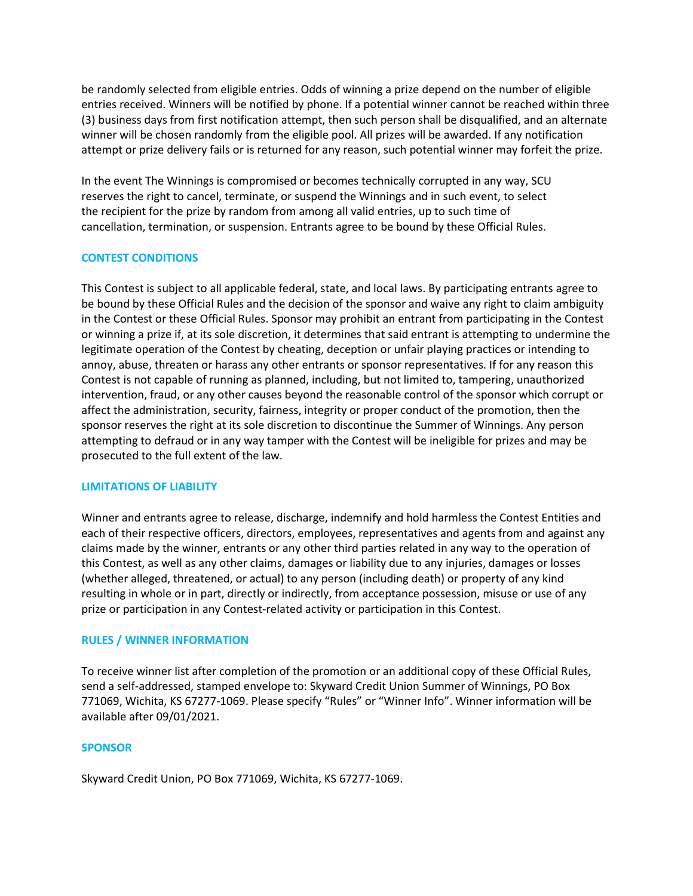be randomly selected from eligible entries. Odds of winning a prize depend on the number of eligible entries received. Winners will be notified by phone. If a potential winner cannot be reached within three (3) business days from first notification attempt, then such person shall be disqualified, and an alternate winner will be chosen randomly from the eligible pool. All prizes will be awarded. If any notification attempt or prize delivery fails or is returned for any reason, such potential winner may forfeit the prize.

In the event The Winnings is compromised or becomes technically corrupted in any way, SCU reserves the right to cancel, terminate, or suspend the Winnings and in such event, to select the recipient for the prize by random from among all valid entries, up to such time of cancellation, termination, or suspension. Entrants agree to be bound by these Official Rules.

## CONTEST CONDITIONS

This Contest is subject to all applicable federal, state, and local laws. By participating entrants agree to be bound by these Official Rules and the decision of the sponsor and waive any right to claim ambiguity in the Contest or these Official Rules. Sponsor may prohibit an entrant from participating in the Contest or winning a prize if, at its sole discretion, it determines that said entrant is attempting to undermine the legitimate operation of the Contest by cheating, deception or unfair playing practices or intending to annoy, abuse, threaten or harass any other entrants or sponsor representatives. If for any reason this Contest is not capable of running as planned, including, but not limited to, tampering, unauthorized intervention, fraud, or any other causes beyond the reasonable control of the sponsor which corrupt or affect the administration, security, fairness, integrity or proper conduct of the promotion, then the sponsor reserves the right at its sole discretion to discontinue the Summer of Winnings. Any person attempting to defraud or in any way tamper with the Contest will be ineligible for prizes and may be prosecuted to the full extent of the law.

## LIMITATIONS OF LIABILITY

Winner and entrants agree to release, discharge, indemnify and hold harmless the Contest Entities and each of their respective officers, directors, employees, representatives and agents from and against any claims made by the winner, entrants or any other third parties related in any way to the operation of this Contest, as well as any other claims, damages or liability due to any injuries, damages or losses (whether alleged, threatened, or actual) to any person (including death) or property of any kind resulting in whole or in part, directly or indirectly, from acceptance possession, misuse or use of any prize or participation in any Contest-related activity or participation in this Contest.

## RULES / WINNER INFORMATION

To receive winner list after completion of the promotion or an additional copy of these Official Rules, send a self-addressed, stamped envelope to: Skyward Credit Union Summer of Winnings, PO Box 771069, Wichita, KS 67277-1069. Please specify "Rules" or "Winner Info". Winner information will be available after 09/01/2021.

## SPONSOR

Skyward Credit Union, PO Box 771069, Wichita, KS 67277-1069.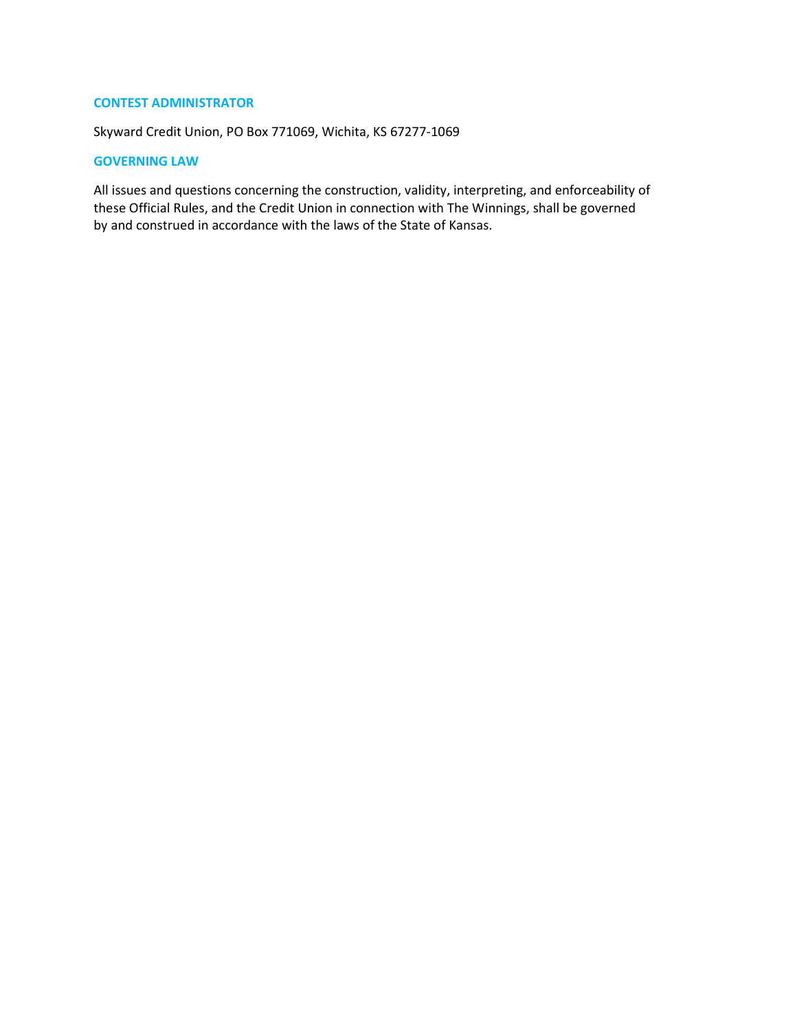## CONTEST ADMINISTRATOR

Skyward Credit Union, PO Box 771069, Wichita, KS 67277-1069

## GOVERNING LAW

All issues and questions concerning the construction, validity, interpreting, and enforceability of these Official Rules, and the Credit Union in connection with The Winnings, shall be governed by and construed in accordance with the laws of the State of Kansas.